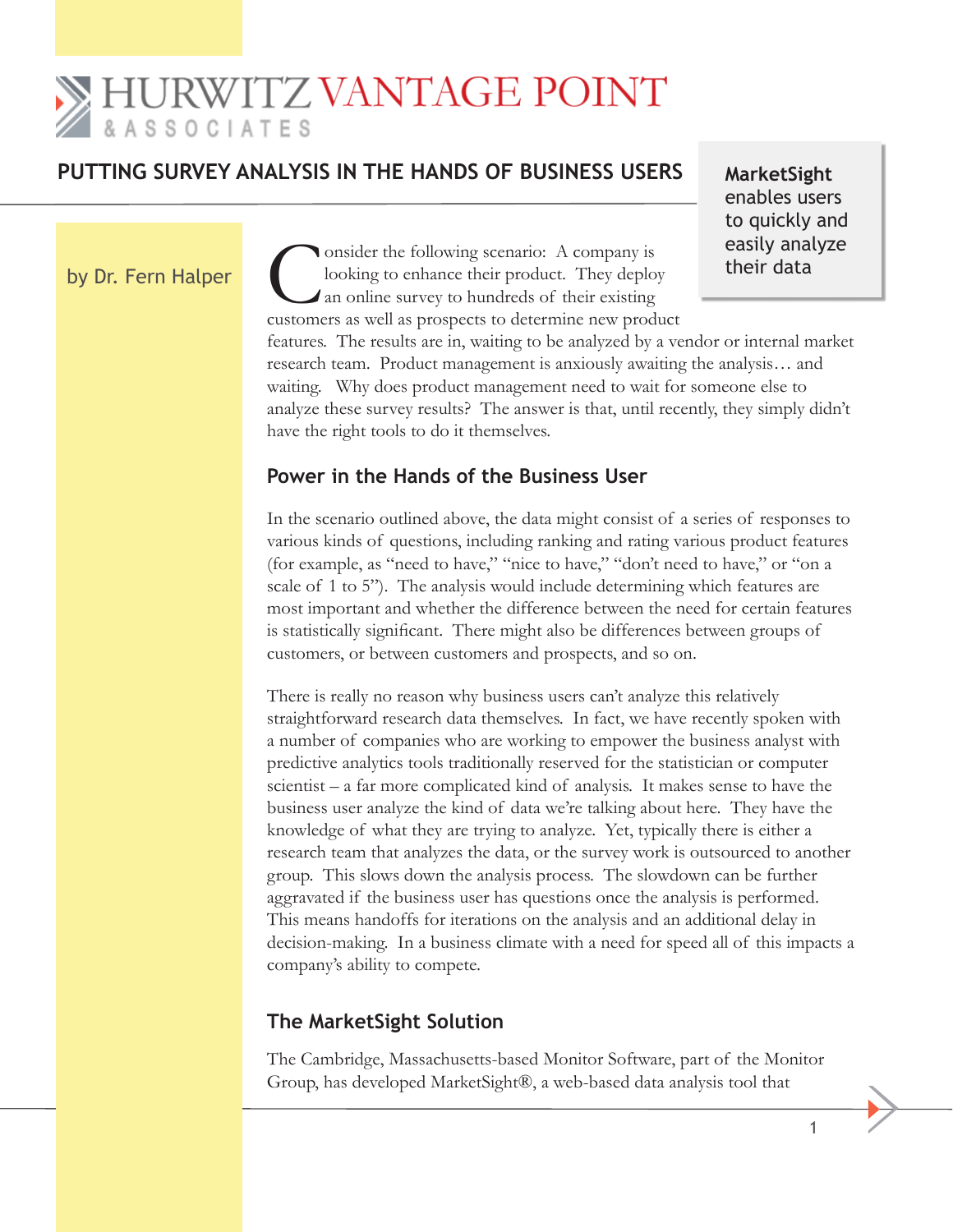# HURWITZ VANTAGE POINT
& ASSOCIATES

## PUTTING SURVEY ANALYSIS IN THE HANDS OF BUSINESS USERS

by Dr. Fern Halper

**MarketSight** enables users to quickly and easily analyze their data

Consider the following scenario: A company is looking to enhance their product. They deploy an online survey to hundreds of their existing customers as well as prospects to determine new product features. The results are in, waiting to be analyzed by a vendor or internal market research team. Product management is anxiously awaiting the analysis… and waiting. Why does product management need to wait for someone else to analyze these survey results? The answer is that, until recently, they simply didn't have the right tools to do it themselves.

### Power in the Hands of the Business User

In the scenario outlined above, the data might consist of a series of responses to various kinds of questions, including ranking and rating various product features (for example, as "need to have," "nice to have," "don't need to have," or "on a scale of 1 to 5"). The analysis would include determining which features are most important and whether the difference between the need for certain features is statistically significant. There might also be differences between groups of customers, or between customers and prospects, and so on.

There is really no reason why business users can't analyze this relatively straightforward research data themselves. In fact, we have recently spoken with a number of companies who are working to empower the business analyst with predictive analytics tools traditionally reserved for the statistician or computer scientist – a far more complicated kind of analysis. It makes sense to have the business user analyze the kind of data we're talking about here. They have the knowledge of what they are trying to analyze. Yet, typically there is either a research team that analyzes the data, or the survey work is outsourced to another group. This slows down the analysis process. The slowdown can be further aggravated if the business user has questions once the analysis is performed. This means handoffs for iterations on the analysis and an additional delay in decision-making. In a business climate with a need for speed all of this impacts a company's ability to compete.

### The MarketSight Solution

The Cambridge, Massachusetts-based Monitor Software, part of the Monitor Group, has developed MarketSight®, a web-based data analysis tool that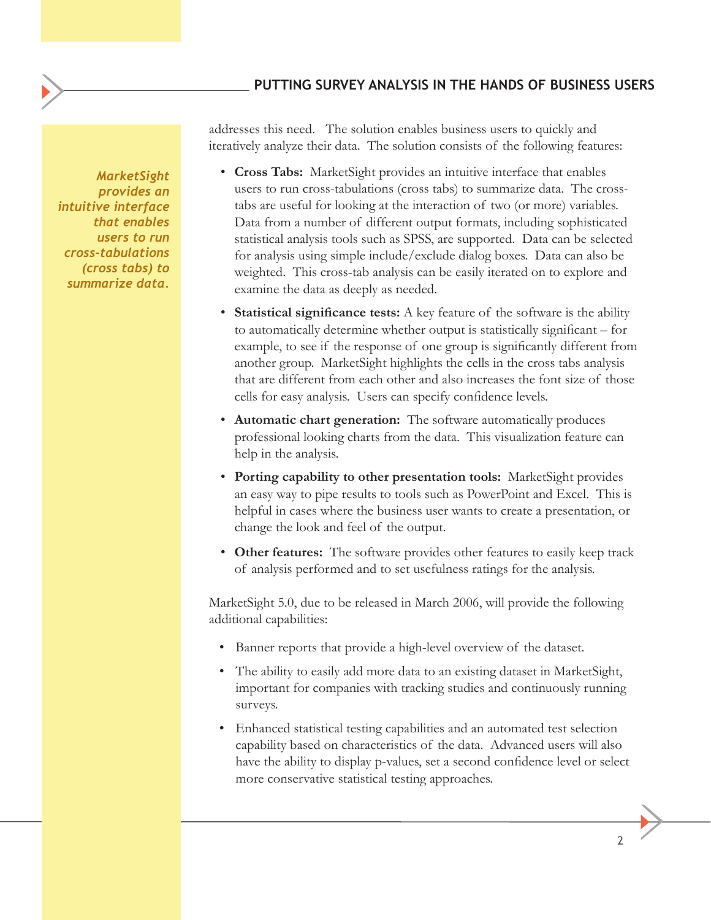addresses this need. The solution enables business users to quickly and iteratively analyze their data. The solution consists of the following features:

*MarketSight provides an intuitive interface that enables users to run cross-tabulations (cross tabs) to summarize data.*

- **Cross Tabs:** MarketSight provides an intuitive interface that enables users to run cross-tabulations (cross tabs) to summarize data. The cross-tabs are useful for looking at the interaction of two (or more) variables. Data from a number of different output formats, including sophisticated statistical analysis tools such as SPSS, are supported. Data can be selected for analysis using simple include/exclude dialog boxes. Data can also be weighted. This cross-tab analysis can be easily iterated on to explore and examine the data as deeply as needed.
- **Statistical significance tests:** A key feature of the software is the ability to automatically determine whether output is statistically significant – for example, to see if the response of one group is significantly different from another group. MarketSight highlights the cells in the cross tabs analysis that are different from each other and also increases the font size of those cells for easy analysis. Users can specify confidence levels.
- **Automatic chart generation:** The software automatically produces professional looking charts from the data. This visualization feature can help in the analysis.
- **Porting capability to other presentation tools:** MarketSight provides an easy way to pipe results to tools such as PowerPoint and Excel. This is helpful in cases where the business user wants to create a presentation, or change the look and feel of the output.
- **Other features:** The software provides other features to easily keep track of analysis performed and to set usefulness ratings for the analysis.

MarketSight 5.0, due to be released in March 2006, will provide the following additional capabilities:

- Banner reports that provide a high-level overview of the dataset.
- The ability to easily add more data to an existing dataset in MarketSight, important for companies with tracking studies and continuously running surveys.
- Enhanced statistical testing capabilities and an automated test selection capability based on characteristics of the data. Advanced users will also have the ability to display p-values, set a second confidence level or select more conservative statistical testing approaches.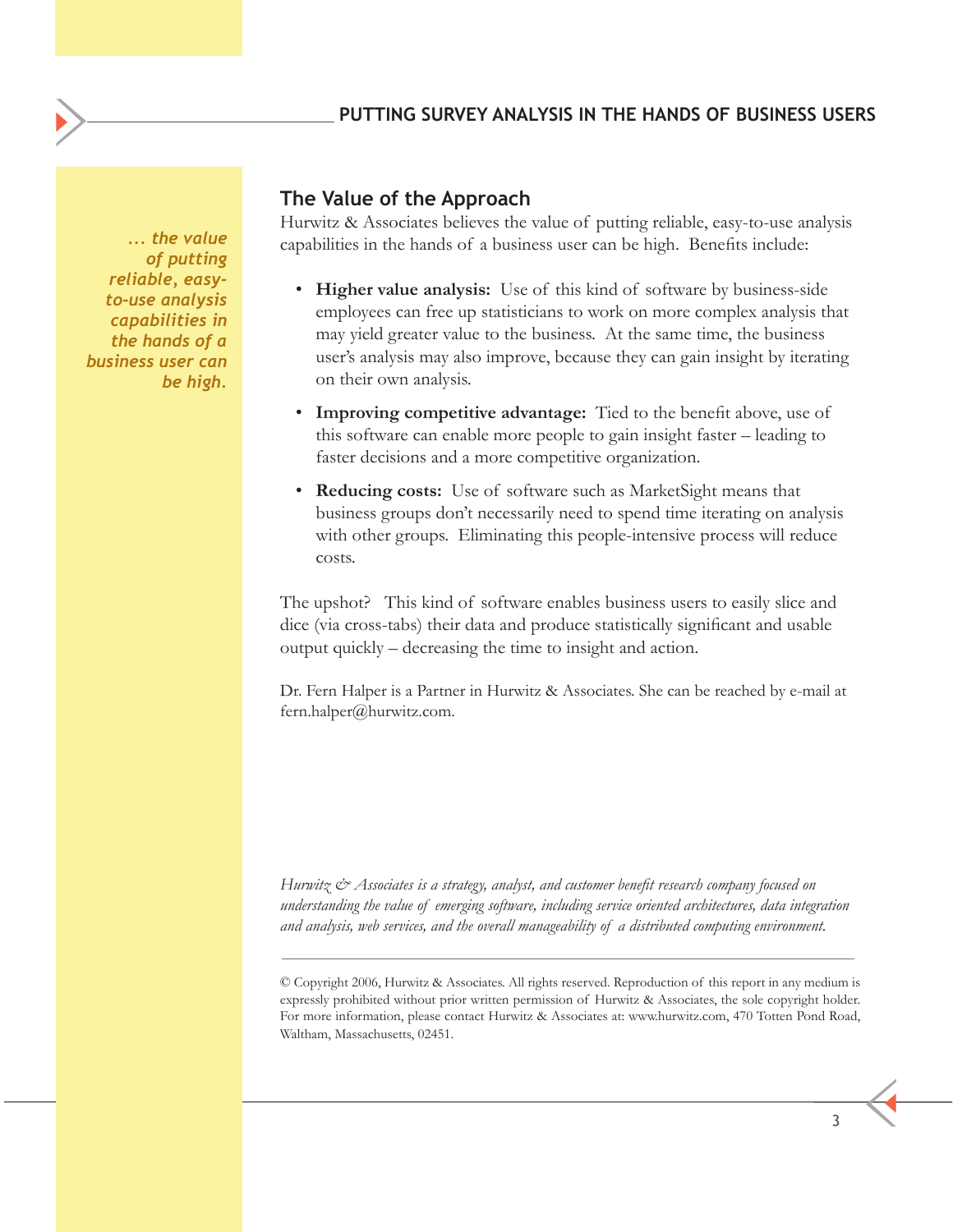*... the value of putting reliable, easy-to-use analysis capabilities in the hands of a business user can be high.*

## The Value of the Approach

Hurwitz & Associates believes the value of putting reliable, easy-to-use analysis capabilities in the hands of a business user can be high. Benefits include:

- **Higher value analysis:** Use of this kind of software by business-side employees can free up statisticians to work on more complex analysis that may yield greater value to the business. At the same time, the business user's analysis may also improve, because they can gain insight by iterating on their own analysis.
- **Improving competitive advantage:** Tied to the benefit above, use of this software can enable more people to gain insight faster – leading to faster decisions and a more competitive organization.
- **Reducing costs:** Use of software such as MarketSight means that business groups don't necessarily need to spend time iterating on analysis with other groups. Eliminating this people-intensive process will reduce costs.

The upshot? This kind of software enables business users to easily slice and dice (via cross-tabs) their data and produce statistically significant and usable output quickly – decreasing the time to insight and action.

Dr. Fern Halper is a Partner in Hurwitz & Associates. She can be reached by e-mail at fern.halper@hurwitz.com.

*Hurwitz & Associates is a strategy, analyst, and customer benefit research company focused on understanding the value of emerging software, including service oriented architectures, data integration and analysis, web services, and the overall manageability of a distributed computing environment.*

---

© Copyright 2006, Hurwitz & Associates. All rights reserved. Reproduction of this report in any medium is expressly prohibited without prior written permission of Hurwitz & Associates, the sole copyright holder. For more information, please contact Hurwitz & Associates at: www.hurwitz.com, 470 Totten Pond Road, Waltham, Massachusetts, 02451.